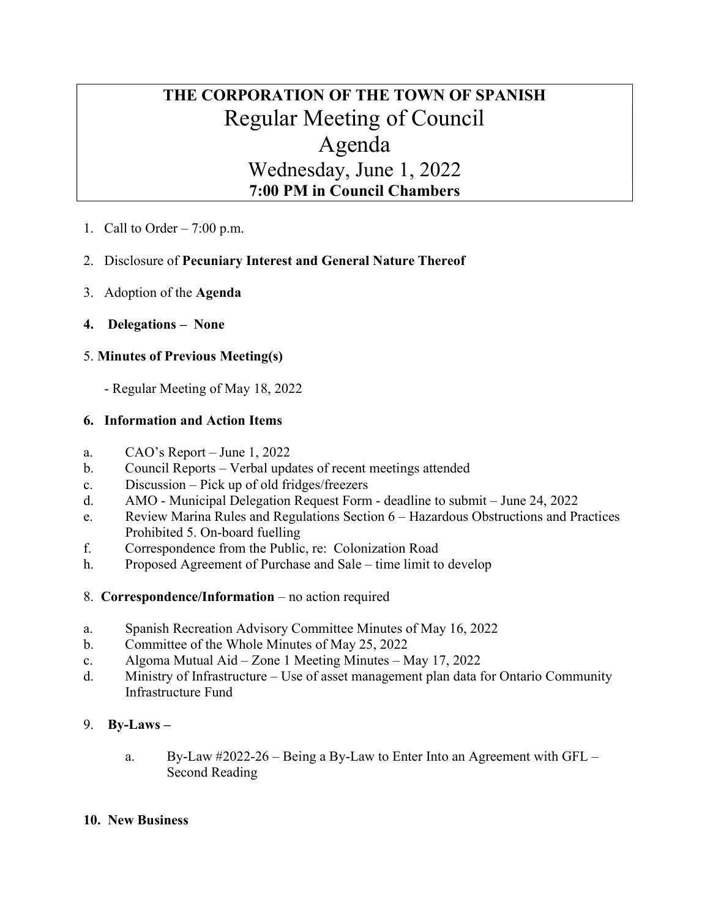# THE CORPORATION OF THE TOWN OF SPANISH

## Regular Meeting of Council

## Agenda

## Wednesday, June 1, 2022

**7:00 PM in Council Chambers**

1. Call to Order – 7:00 p.m.

2. Disclosure of **Pecuniary Interest and General Nature Thereof**

3. Adoption of the **Agenda**

**4. Delegations – None**

5. **Minutes of Previous Meeting(s)**

   - Regular Meeting of May 18, 2022

**6. Information and Action Items**

a. CAO's Report – June 1, 2022
b. Council Reports – Verbal updates of recent meetings attended
c. Discussion – Pick up of old fridges/freezers
d. AMO - Municipal Delegation Request Form - deadline to submit – June 24, 2022
e. Review Marina Rules and Regulations Section 6 – Hazardous Obstructions and Practices Prohibited 5. On-board fuelling
f. Correspondence from the Public, re: Colonization Road
h. Proposed Agreement of Purchase and Sale – time limit to develop

8. **Correspondence/Information** – no action required

a. Spanish Recreation Advisory Committee Minutes of May 16, 2022
b. Committee of the Whole Minutes of May 25, 2022
c. Algoma Mutual Aid – Zone 1 Meeting Minutes – May 17, 2022
d. Ministry of Infrastructure – Use of asset management plan data for Ontario Community Infrastructure Fund

9. **By-Laws –**

   a. By-Law #2022-26 – Being a By-Law to Enter Into an Agreement with GFL – Second Reading

**10. New Business**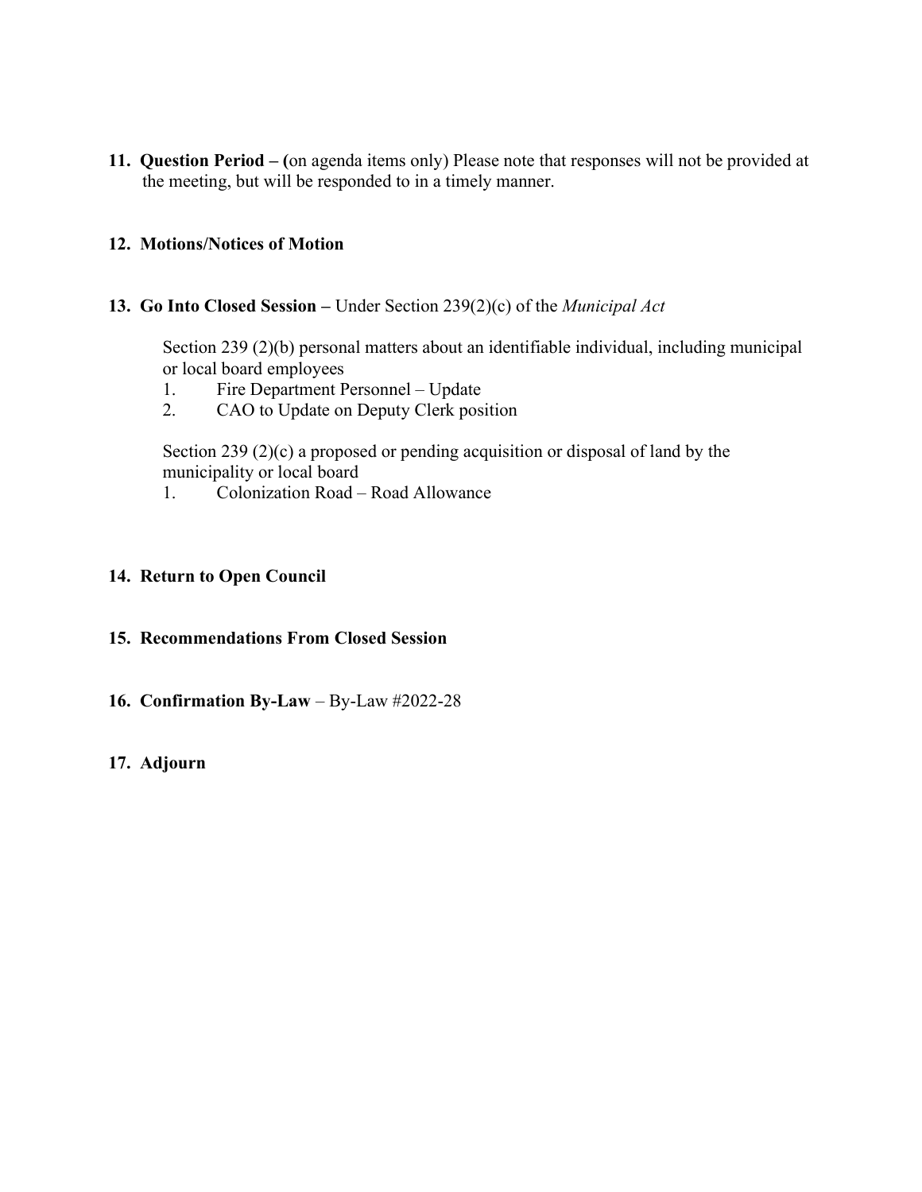11. **Question Period – (**on agenda items only) Please note that responses will not be provided at the meeting, but will be responded to in a timely manner.

12. **Motions/Notices of Motion**

13. **Go Into Closed Session –** Under Section 239(2)(c) of the *Municipal Act*

    Section 239 (2)(b) personal matters about an identifiable individual, including municipal or local board employees

    1. Fire Department Personnel – Update
    2. CAO to Update on Deputy Clerk position

    Section 239 (2)(c) a proposed or pending acquisition or disposal of land by the municipality or local board

    1. Colonization Road – Road Allowance

14. **Return to Open Council**

15. **Recommendations From Closed Session**

16. **Confirmation By-Law** – By-Law #2022-28

17. **Adjourn**